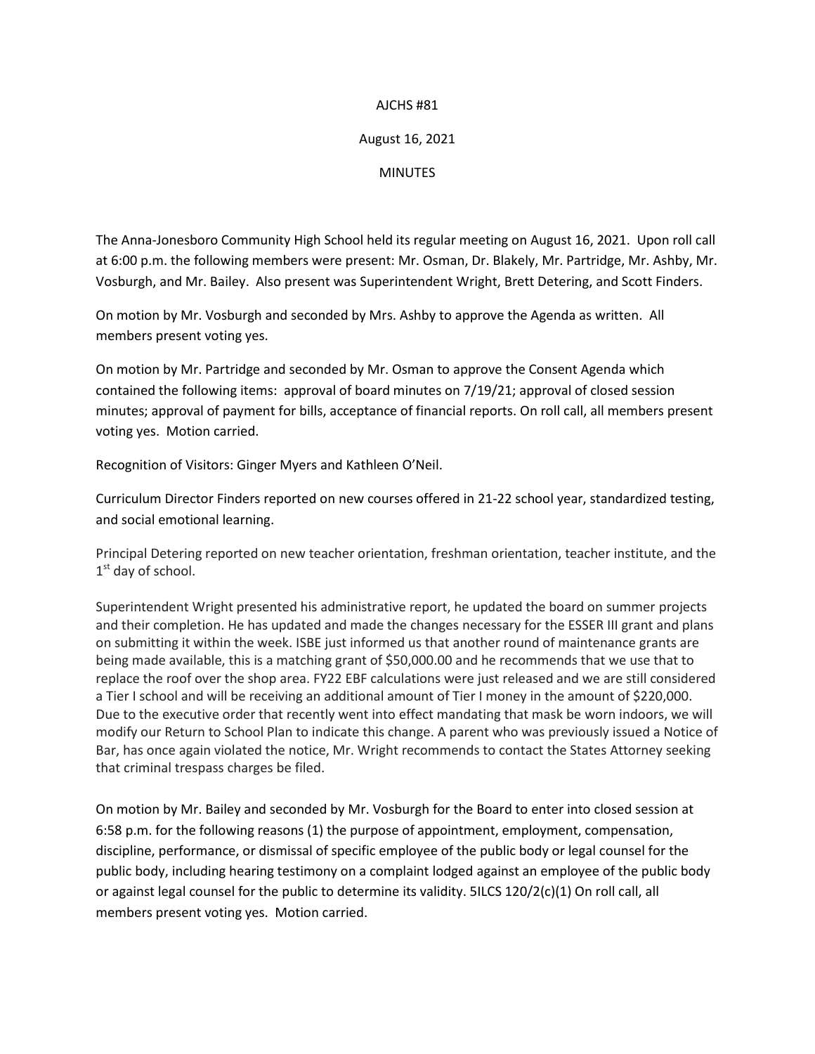AJCHS #81

August 16, 2021

MINUTES

The Anna-Jonesboro Community High School held its regular meeting on August 16, 2021. Upon roll call at 6:00 p.m. the following members were present: Mr. Osman, Dr. Blakely, Mr. Partridge, Mr. Ashby, Mr. Vosburgh, and Mr. Bailey. Also present was Superintendent Wright, Brett Detering, and Scott Finders.

On motion by Mr. Vosburgh and seconded by Mrs. Ashby to approve the Agenda as written. All members present voting yes.

On motion by Mr. Partridge and seconded by Mr. Osman to approve the Consent Agenda which contained the following items: approval of board minutes on 7/19/21; approval of closed session minutes; approval of payment for bills, acceptance of financial reports. On roll call, all members present voting yes. Motion carried.

Recognition of Visitors: Ginger Myers and Kathleen O'Neil.

Curriculum Director Finders reported on new courses offered in 21-22 school year, standardized testing, and social emotional learning.

Principal Detering reported on new teacher orientation, freshman orientation, teacher institute, and the 1st day of school.

Superintendent Wright presented his administrative report, he updated the board on summer projects and their completion. He has updated and made the changes necessary for the ESSER III grant and plans on submitting it within the week. ISBE just informed us that another round of maintenance grants are being made available, this is a matching grant of $50,000.00 and he recommends that we use that to replace the roof over the shop area. FY22 EBF calculations were just released and we are still considered a Tier I school and will be receiving an additional amount of Tier I money in the amount of $220,000. Due to the executive order that recently went into effect mandating that mask be worn indoors, we will modify our Return to School Plan to indicate this change. A parent who was previously issued a Notice of Bar, has once again violated the notice, Mr. Wright recommends to contact the States Attorney seeking that criminal trespass charges be filed.

On motion by Mr. Bailey and seconded by Mr. Vosburgh for the Board to enter into closed session at 6:58 p.m. for the following reasons (1) the purpose of appointment, employment, compensation, discipline, performance, or dismissal of specific employee of the public body or legal counsel for the public body, including hearing testimony on a complaint lodged against an employee of the public body or against legal counsel for the public to determine its validity. 5ILCS 120/2(c)(1) On roll call, all members present voting yes. Motion carried.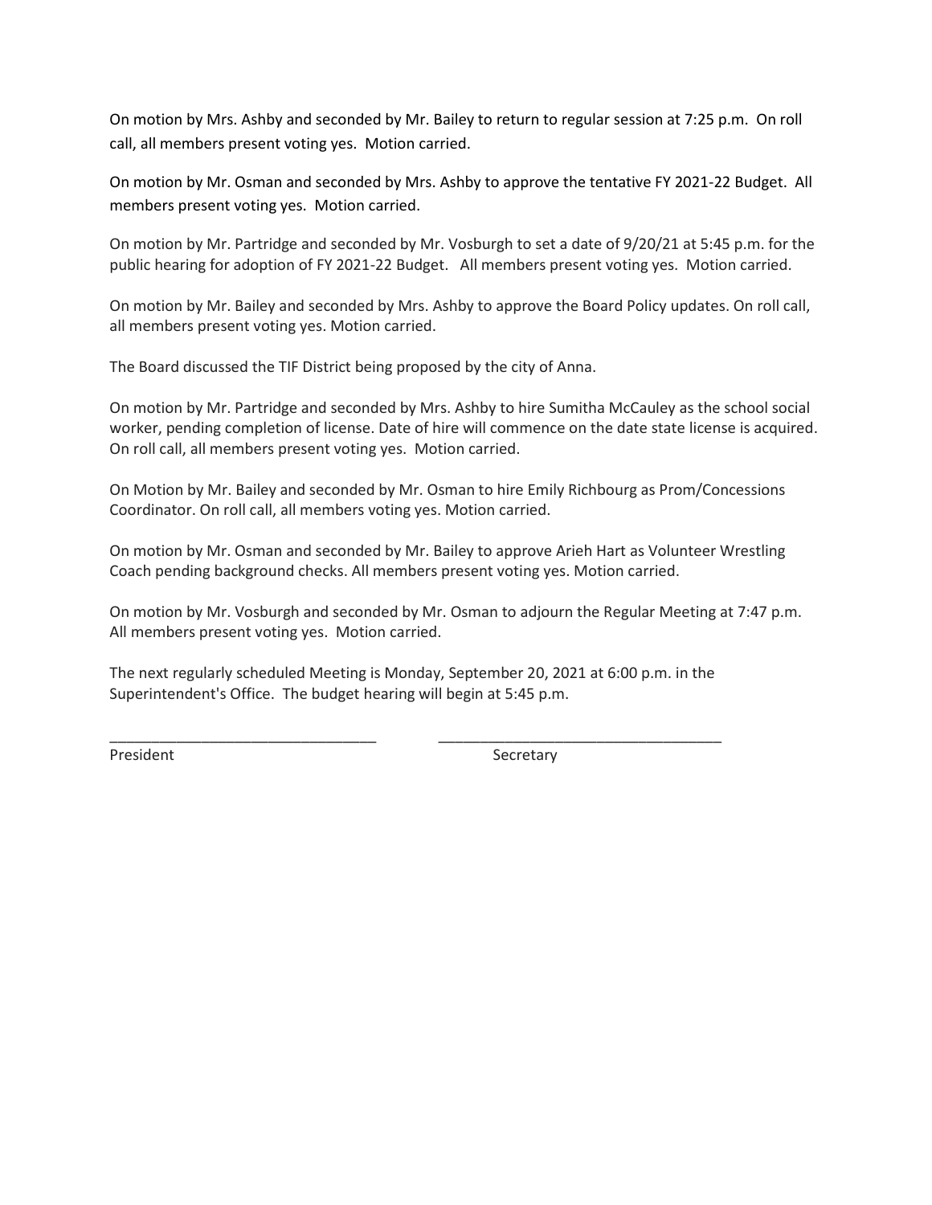On motion by Mrs. Ashby and seconded by Mr. Bailey to return to regular session at 7:25 p.m. On roll call, all members present voting yes. Motion carried.

On motion by Mr. Osman and seconded by Mrs. Ashby to approve the tentative FY 2021-22 Budget. All members present voting yes. Motion carried.

On motion by Mr. Partridge and seconded by Mr. Vosburgh to set a date of 9/20/21 at 5:45 p.m. for the public hearing for adoption of FY 2021-22 Budget. All members present voting yes. Motion carried.

On motion by Mr. Bailey and seconded by Mrs. Ashby to approve the Board Policy updates. On roll call, all members present voting yes. Motion carried.

The Board discussed the TIF District being proposed by the city of Anna.

On motion by Mr. Partridge and seconded by Mrs. Ashby to hire Sumitha McCauley as the school social worker, pending completion of license. Date of hire will commence on the date state license is acquired. On roll call, all members present voting yes. Motion carried.

On Motion by Mr. Bailey and seconded by Mr. Osman to hire Emily Richbourg as Prom/Concessions Coordinator. On roll call, all members voting yes. Motion carried.

On motion by Mr. Osman and seconded by Mr. Bailey to approve Arieh Hart as Volunteer Wrestling Coach pending background checks. All members present voting yes. Motion carried.

On motion by Mr. Vosburgh and seconded by Mr. Osman to adjourn the Regular Meeting at 7:47 p.m. All members present voting yes. Motion carried.

The next regularly scheduled Meeting is Monday, September 20, 2021 at 6:00 p.m. in the Superintendent's Office. The budget hearing will begin at 5:45 p.m.

________________________________ ________________________________

President Secretary